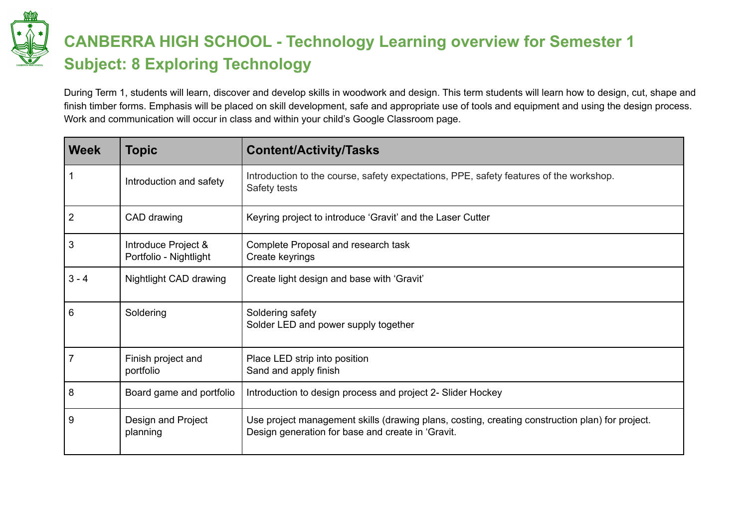# CANBERRA HIGH SCHOOL - Technology Learning overview for Semester 1
# Subject: 8 Exploring Technology

During Term 1, students will learn, discover and develop skills in woodwork and design. This term students will learn how to design, cut, shape and finish timber forms. Emphasis will be placed on skill development, safe and appropriate use of tools and equipment and using the design process. Work and communication will occur in class and within your child's Google Classroom page.

| Week | Topic | Content/Activity/Tasks |
|---|---|---|
| 1 | Introduction and safety | Introduction to the course, safety expectations, PPE, safety features of the workshop.<br>Safety tests |
| 2 | CAD drawing | Keyring project to introduce 'Gravit' and the Laser Cutter |
| 3 | Introduce Project & Portfolio - Nightlight | Complete Proposal and research task<br>Create keyrings |
| 3 - 4 | Nightlight CAD drawing | Create light design and base with 'Gravit' |
| 6 | Soldering | Soldering safety<br>Solder LED and power supply together |
| 7 | Finish project and portfolio | Place LED strip into position<br>Sand and apply finish |
| 8 | Board game and portfolio | Introduction to design process and project 2- Slider Hockey |
| 9 | Design and Project planning | Use project management skills (drawing plans, costing, creating construction plan) for project.<br>Design generation for base and create in 'Gravit. |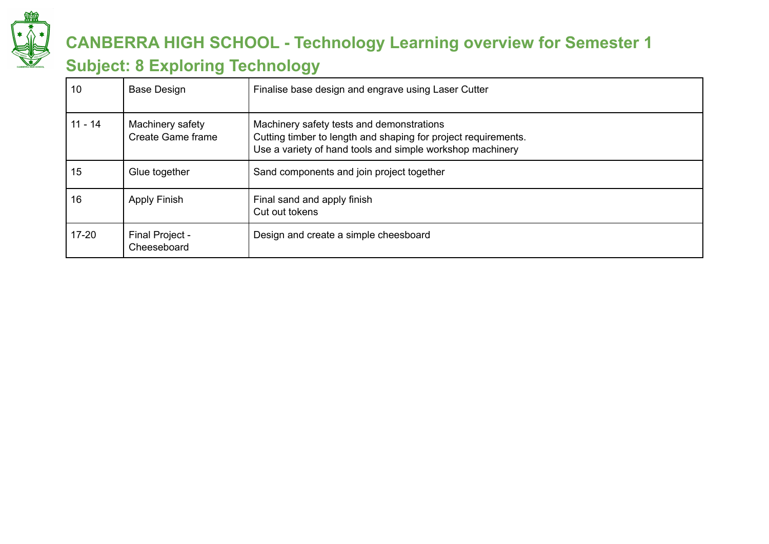# CANBERRA HIGH SCHOOL - Technology Learning overview for Semester 1

## Subject: 8 Exploring Technology

| | | |
|---|---|---|
| 10 | Base Design | Finalise base design and engrave using Laser Cutter |
| 11 - 14 | Machinery safety<br>Create Game frame | Machinery safety tests and demonstrations<br>Cutting timber to length and shaping for project requirements.<br>Use a variety of hand tools and simple workshop machinery |
| 15 | Glue together | Sand components and join project together |
| 16 | Apply Finish | Final sand and apply finish<br>Cut out tokens |
| 17-20 | Final Project - Cheeseboard | Design and create a simple cheesboard |